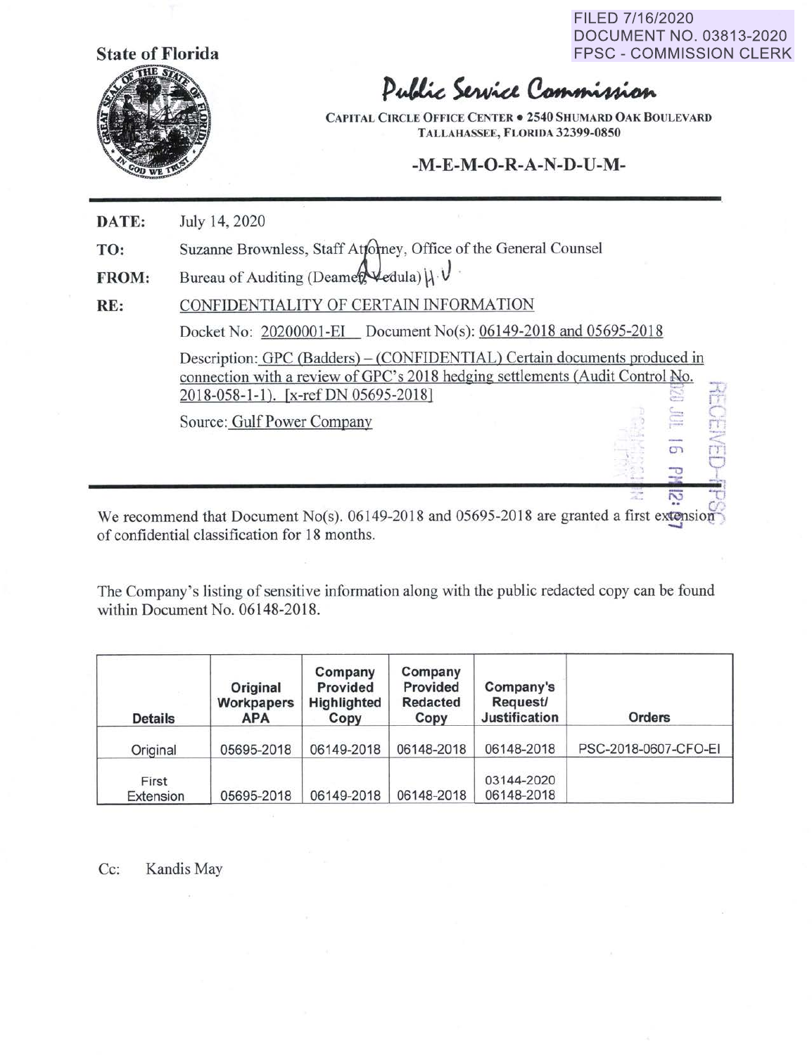FILED 7/16/2020
DOCUMENT NO. 03813-2020
FPSC - COMMISSION CLERK

**State of Florida**

# Public Service Commission

**CAPITAL CIRCLE OFFICE CENTER • 2540 SHUMARD OAK BOULEVARD**
**TALLAHASSEE, FLORIDA 32399-0850**

## -M-E-M-O-R-A-N-D-U-M-

**DATE:** July 14, 2020

**TO:** Suzanne Brownless, Staff Attorney, Office of the General Counsel

**FROM:** Bureau of Auditing (Deamer, Vedula)

**RE:** CONFIDENTIALITY OF CERTAIN INFORMATION

Docket No: 20200001-EI Document No(s): 06149-2018 and 05695-2018

Description: GPC (Badders) – (CONFIDENTIAL) Certain documents produced in connection with a review of GPC's 2018 hedging settlements (Audit Control No. 2018-058-1-1). [x-ref DN 05695-2018]

Source: Gulf Power Company

We recommend that Document No(s). 06149-2018 and 05695-2018 are granted a first extension of confidential classification for 18 months.

The Company's listing of sensitive information along with the public redacted copy can be found within Document No. 06148-2018.

| Details | Original Workpapers APA | Company Provided Highlighted Copy | Company Provided Redacted Copy | Company's Request/ Justification | Orders |
|---|---|---|---|---|---|
| Original | 05695-2018 | 06149-2018 | 06148-2018 | 06148-2018 | PSC-2018-0607-CFO-EI |
| First Extension | 05695-2018 | 06149-2018 | 06148-2018 | 03144-2020 06148-2018 | |

Cc: Kandis May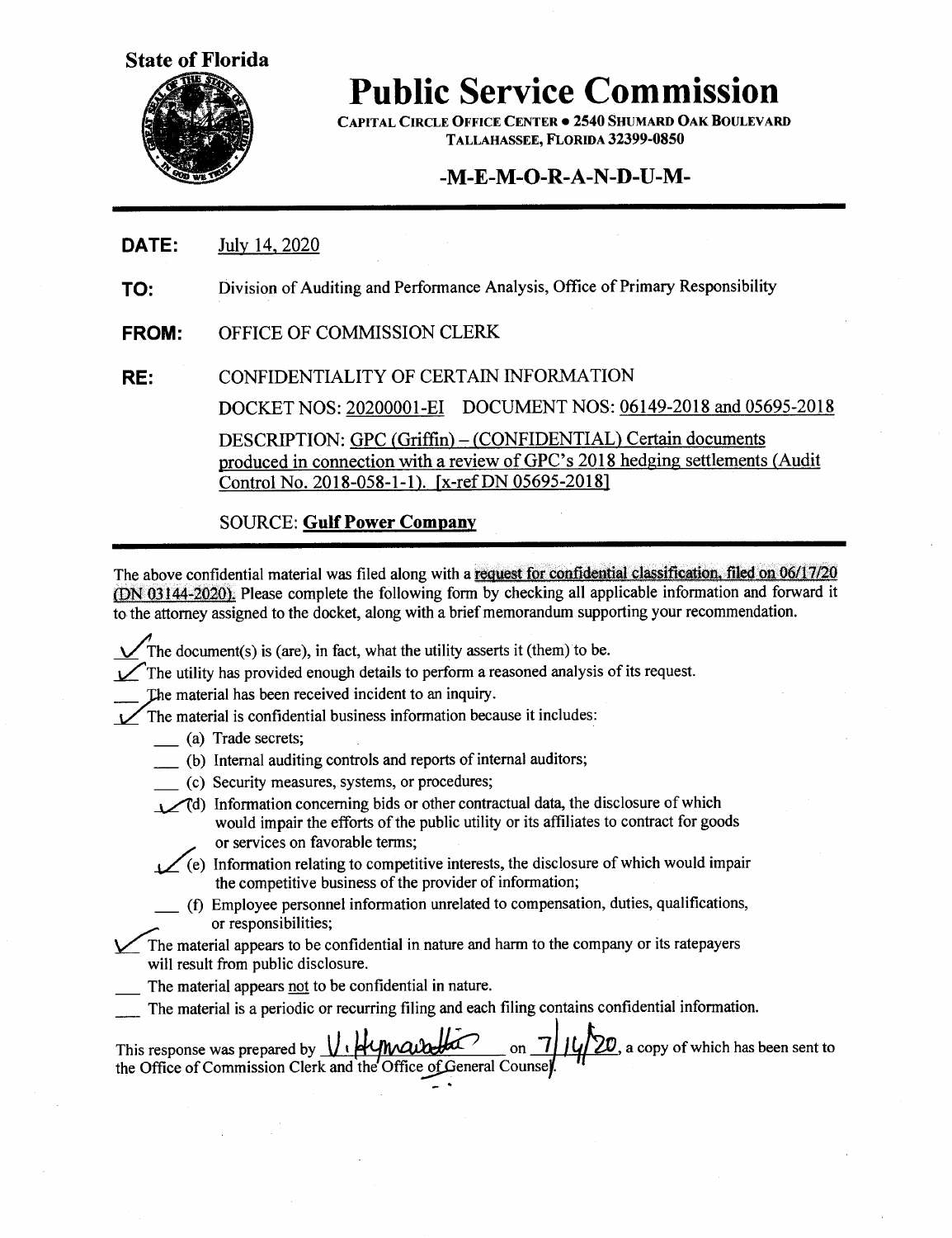**State of Florida**

# Public Service Commission

CAPITAL CIRCLE OFFICE CENTER • 2540 SHUMARD OAK BOULEVARD
TALLAHASSEE, FLORIDA 32399-0850

## -M-E-M-O-R-A-N-D-U-M-

**DATE:** July 14, 2020

**TO:** Division of Auditing and Performance Analysis, Office of Primary Responsibility

**FROM:** OFFICE OF COMMISSION CLERK

**RE:** CONFIDENTIALITY OF CERTAIN INFORMATION

DOCKET NOS: 20200001-EI DOCUMENT NOS: 06149-2018 and 05695-2018

DESCRIPTION: GPC (Griffin) – (CONFIDENTIAL) Certain documents produced in connection with a review of GPC's 2018 hedging settlements (Audit Control No. 2018-058-1-1). [x-ref DN 05695-2018]

SOURCE: **Gulf Power Company**

---

The above confidential material was filed along with a request for confidential classification, filed on 06/17/20 (DN 03144-2020). Please complete the following form by checking all applicable information and forward it to the attorney assigned to the docket, along with a brief memorandum supporting your recommendation.

✓ The document(s) is (are), in fact, what the utility asserts it (them) to be.
✓ The utility has provided enough details to perform a reasoned analysis of its request.
___ The material has been received incident to an inquiry.
✓ The material is confidential business information because it includes:

- ___ (a) Trade secrets;
- ___ (b) Internal auditing controls and reports of internal auditors;
- ___ (c) Security measures, systems, or procedures;
- ✓ (d) Information concerning bids or other contractual data, the disclosure of which would impair the efforts of the public utility or its affiliates to contract for goods or services on favorable terms;
- ✓ (e) Information relating to competitive interests, the disclosure of which would impair the competitive business of the provider of information;
- ___ (f) Employee personnel information unrelated to compensation, duties, qualifications, or responsibilities;

✓ The material appears to be confidential in nature and harm to the company or its ratepayers will result from public disclosure.
___ The material appears not to be confidential in nature.
___ The material is a periodic or recurring filing and each filing contains confidential information.

This response was prepared by V. Hymavathi on 7/14/20, a copy of which has been sent to the Office of Commission Clerk and the Office of General Counsel.